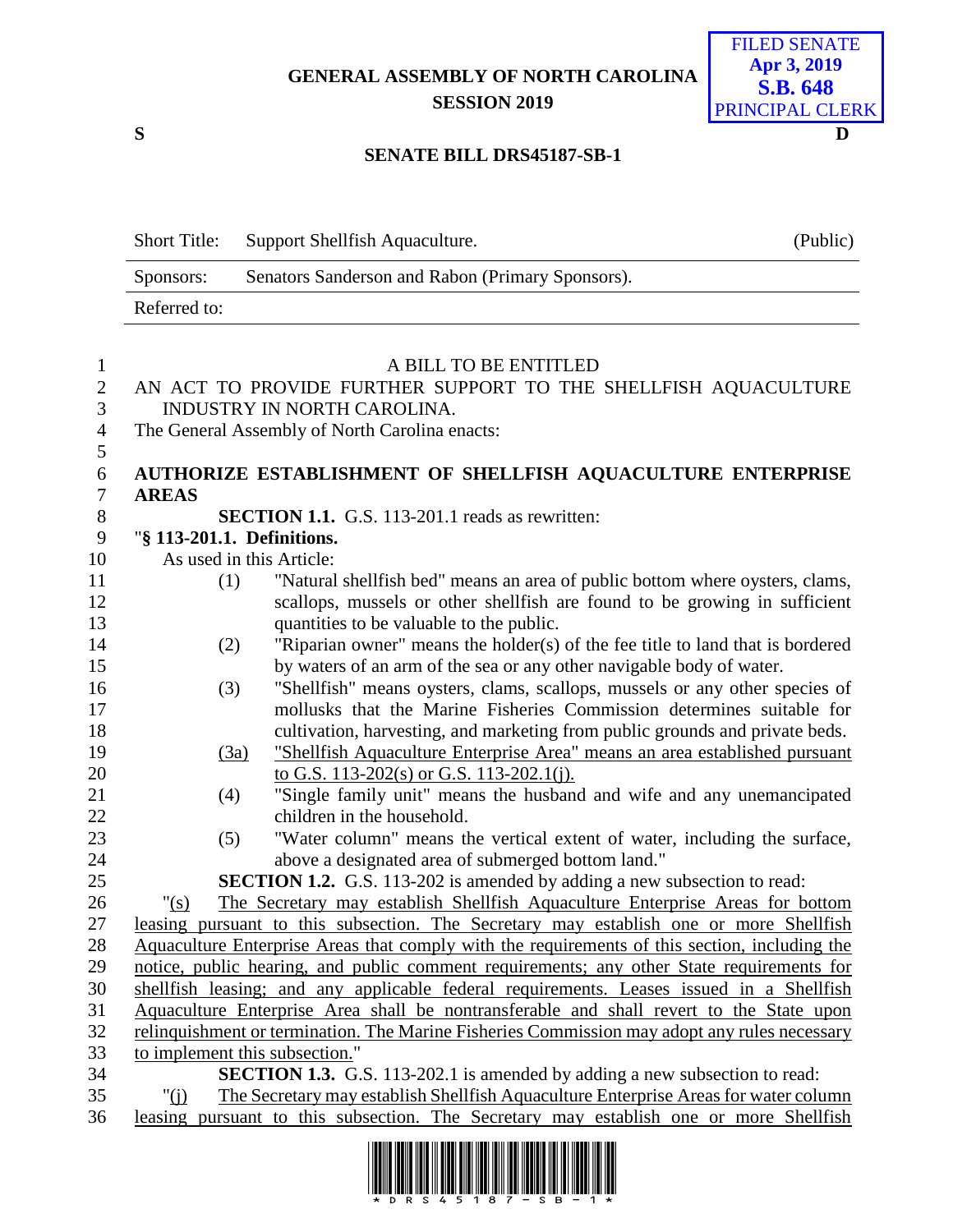GENERAL ASSEMBLY OF NORTH CAROLINA
SESSION 2019

FILED SENATE
Apr 3, 2019
S.B. 648
PRINCIPAL CLERK

S D

**SENATE BILL DRS45187-SB-1**

| Short Title: | Support Shellfish Aquaculture. | (Public) |
|---|---|---|
| Sponsors: | Senators Sanderson and Rabon (Primary Sponsors). | |
| Referred to: | | |

A BILL TO BE ENTITLED

AN ACT TO PROVIDE FURTHER SUPPORT TO THE SHELLFISH AQUACULTURE INDUSTRY IN NORTH CAROLINA.

The General Assembly of North Carolina enacts:

**AUTHORIZE ESTABLISHMENT OF SHELLFISH AQUACULTURE ENTERPRISE AREAS**

**SECTION 1.1.** G.S. 113-201.1 reads as rewritten:

"**§ 113-201.1. Definitions.**

As used in this Article:

(1) "Natural shellfish bed" means an area of public bottom where oysters, clams, scallops, mussels or other shellfish are found to be growing in sufficient quantities to be valuable to the public.

(2) "Riparian owner" means the holder(s) of the fee title to land that is bordered by waters of an arm of the sea or any other navigable body of water.

(3) "Shellfish" means oysters, clams, scallops, mussels or any other species of mollusks that the Marine Fisheries Commission determines suitable for cultivation, harvesting, and marketing from public grounds and private beds.

<u>(3a) "Shellfish Aquaculture Enterprise Area" means an area established pursuant to G.S. 113-202(s) or G.S. 113-202.1(j).</u>

(4) "Single family unit" means the husband and wife and any unemancipated children in the household.

(5) "Water column" means the vertical extent of water, including the surface, above a designated area of submerged bottom land."

**SECTION 1.2.** G.S. 113-202 is amended by adding a new subsection to read:

"<u>(s) The Secretary may establish Shellfish Aquaculture Enterprise Areas for bottom leasing pursuant to this subsection. The Secretary may establish one or more Shellfish Aquaculture Enterprise Areas that comply with the requirements of this section, including the notice, public hearing, and public comment requirements; any other State requirements for shellfish leasing; and any applicable federal requirements. Leases issued in a Shellfish Aquaculture Enterprise Area shall be nontransferable and shall revert to the State upon relinquishment or termination. The Marine Fisheries Commission may adopt any rules necessary to implement this subsection.</u>"

**SECTION 1.3.** G.S. 113-202.1 is amended by adding a new subsection to read:

"<u>(j) The Secretary may establish Shellfish Aquaculture Enterprise Areas for water column leasing pursuant to this subsection. The Secretary may establish one or more Shellfish</u>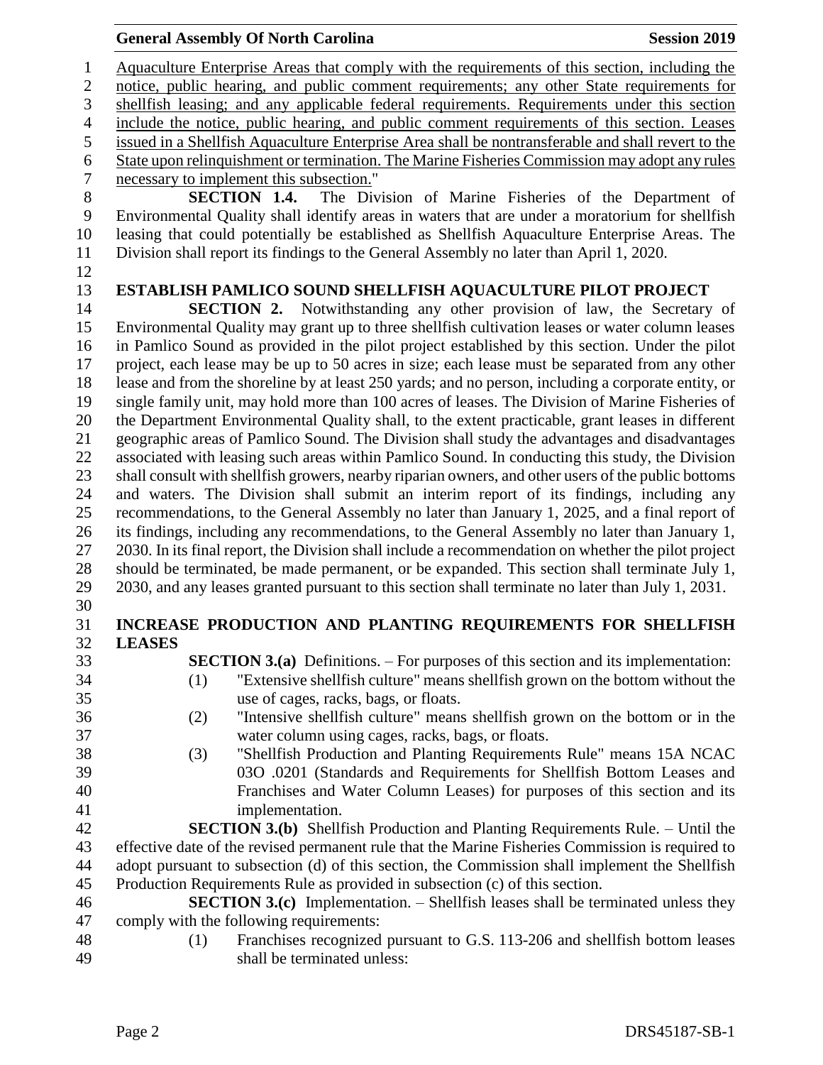Aquaculture Enterprise Areas that comply with the requirements of this section, including the notice, public hearing, and public comment requirements; any other State requirements for shellfish leasing; and any applicable federal requirements. Requirements under this section include the notice, public hearing, and public comment requirements of this section. Leases issued in a Shellfish Aquaculture Enterprise Area shall be nontransferable and shall revert to the State upon relinquishment or termination. The Marine Fisheries Commission may adopt any rules necessary to implement this subsection."

**SECTION 1.4.** The Division of Marine Fisheries of the Department of Environmental Quality shall identify areas in waters that are under a moratorium for shellfish leasing that could potentially be established as Shellfish Aquaculture Enterprise Areas. The Division shall report its findings to the General Assembly no later than April 1, 2020.

## ESTABLISH PAMLICO SOUND SHELLFISH AQUACULTURE PILOT PROJECT

**SECTION 2.** Notwithstanding any other provision of law, the Secretary of Environmental Quality may grant up to three shellfish cultivation leases or water column leases in Pamlico Sound as provided in the pilot project established by this section. Under the pilot project, each lease may be up to 50 acres in size; each lease must be separated from any other lease and from the shoreline by at least 250 yards; and no person, including a corporate entity, or single family unit, may hold more than 100 acres of leases. The Division of Marine Fisheries of the Department Environmental Quality shall, to the extent practicable, grant leases in different geographic areas of Pamlico Sound. The Division shall study the advantages and disadvantages associated with leasing such areas within Pamlico Sound. In conducting this study, the Division shall consult with shellfish growers, nearby riparian owners, and other users of the public bottoms and waters. The Division shall submit an interim report of its findings, including any recommendations, to the General Assembly no later than January 1, 2025, and a final report of its findings, including any recommendations, to the General Assembly no later than January 1, 2030. In its final report, the Division shall include a recommendation on whether the pilot project should be terminated, be made permanent, or be expanded. This section shall terminate July 1, 2030, and any leases granted pursuant to this section shall terminate no later than July 1, 2031.

## INCREASE PRODUCTION AND PLANTING REQUIREMENTS FOR SHELLFISH LEASES

**SECTION 3.(a)** Definitions. – For purposes of this section and its implementation:

(1) "Extensive shellfish culture" means shellfish grown on the bottom without the use of cages, racks, bags, or floats.

(2) "Intensive shellfish culture" means shellfish grown on the bottom or in the water column using cages, racks, bags, or floats.

(3) "Shellfish Production and Planting Requirements Rule" means 15A NCAC 03O .0201 (Standards and Requirements for Shellfish Bottom Leases and Franchises and Water Column Leases) for purposes of this section and its implementation.

**SECTION 3.(b)** Shellfish Production and Planting Requirements Rule. – Until the effective date of the revised permanent rule that the Marine Fisheries Commission is required to adopt pursuant to subsection (d) of this section, the Commission shall implement the Shellfish Production Requirements Rule as provided in subsection (c) of this section.

**SECTION 3.(c)** Implementation. – Shellfish leases shall be terminated unless they comply with the following requirements:

(1) Franchises recognized pursuant to G.S. 113-206 and shellfish bottom leases shall be terminated unless: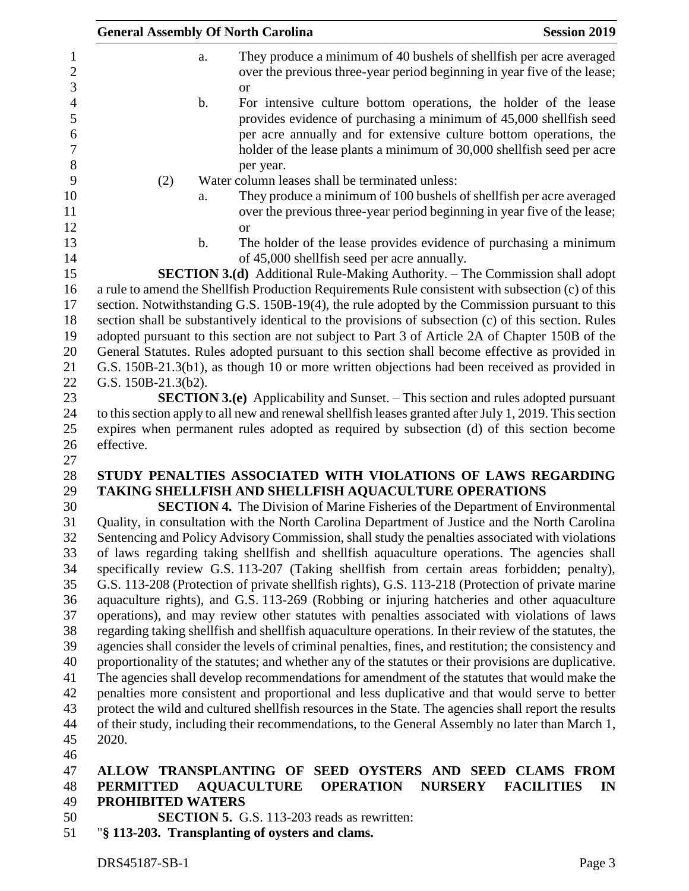a. They produce a minimum of 40 bushels of shellfish per acre averaged over the previous three-year period beginning in year five of the lease; or

b. For intensive culture bottom operations, the holder of the lease provides evidence of purchasing a minimum of 45,000 shellfish seed per acre annually and for extensive culture bottom operations, the holder of the lease plants a minimum of 30,000 shellfish seed per acre per year.

(2) Water column leases shall be terminated unless:

a. They produce a minimum of 100 bushels of shellfish per acre averaged over the previous three-year period beginning in year five of the lease; or

b. The holder of the lease provides evidence of purchasing a minimum of 45,000 shellfish seed per acre annually.

**SECTION 3.(d)** Additional Rule-Making Authority. – The Commission shall adopt a rule to amend the Shellfish Production Requirements Rule consistent with subsection (c) of this section. Notwithstanding G.S. 150B-19(4), the rule adopted by the Commission pursuant to this section shall be substantively identical to the provisions of subsection (c) of this section. Rules adopted pursuant to this section are not subject to Part 3 of Article 2A of Chapter 150B of the General Statutes. Rules adopted pursuant to this section shall become effective as provided in G.S. 150B-21.3(b1), as though 10 or more written objections had been received as provided in G.S. 150B-21.3(b2).

**SECTION 3.(e)** Applicability and Sunset. – This section and rules adopted pursuant to this section apply to all new and renewal shellfish leases granted after July 1, 2019. This section expires when permanent rules adopted as required by subsection (d) of this section become effective.

**STUDY PENALTIES ASSOCIATED WITH VIOLATIONS OF LAWS REGARDING TAKING SHELLFISH AND SHELLFISH AQUACULTURE OPERATIONS**

**SECTION 4.** The Division of Marine Fisheries of the Department of Environmental Quality, in consultation with the North Carolina Department of Justice and the North Carolina Sentencing and Policy Advisory Commission, shall study the penalties associated with violations of laws regarding taking shellfish and shellfish aquaculture operations. The agencies shall specifically review G.S. 113-207 (Taking shellfish from certain areas forbidden; penalty), G.S. 113-208 (Protection of private shellfish rights), G.S. 113-218 (Protection of private marine aquaculture rights), and G.S. 113-269 (Robbing or injuring hatcheries and other aquaculture operations), and may review other statutes with penalties associated with violations of laws regarding taking shellfish and shellfish aquaculture operations. In their review of the statutes, the agencies shall consider the levels of criminal penalties, fines, and restitution; the consistency and proportionality of the statutes; and whether any of the statutes or their provisions are duplicative. The agencies shall develop recommendations for amendment of the statutes that would make the penalties more consistent and proportional and less duplicative and that would serve to better protect the wild and cultured shellfish resources in the State. The agencies shall report the results of their study, including their recommendations, to the General Assembly no later than March 1, 2020.

**ALLOW TRANSPLANTING OF SEED OYSTERS AND SEED CLAMS FROM PERMITTED AQUACULTURE OPERATION NURSERY FACILITIES IN PROHIBITED WATERS**

**SECTION 5.** G.S. 113-203 reads as rewritten:

"**§ 113-203. Transplanting of oysters and clams.**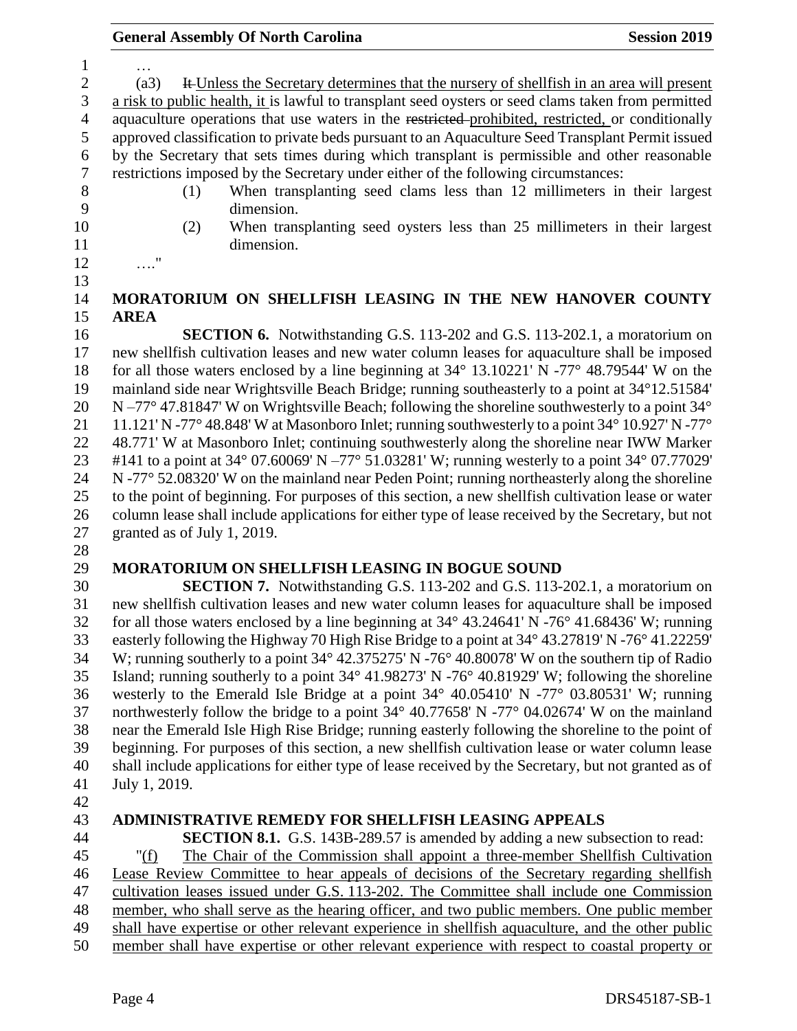…

(a3) ~~It~~ Unless the Secretary determines that the nursery of shellfish in an area will present a risk to public health, it is lawful to transplant seed oysters or seed clams taken from permitted aquaculture operations that use waters in the ~~restricted~~ prohibited, restricted, or conditionally approved classification to private beds pursuant to an Aquaculture Seed Transplant Permit issued by the Secretary that sets times during which transplant is permissible and other reasonable restrictions imposed by the Secretary under either of the following circumstances:

(1) When transplanting seed clams less than 12 millimeters in their largest dimension.

(2) When transplanting seed oysters less than 25 millimeters in their largest dimension.

…."

## MORATORIUM ON SHELLFISH LEASING IN THE NEW HANOVER COUNTY AREA

**SECTION 6.** Notwithstanding G.S. 113-202 and G.S. 113-202.1, a moratorium on new shellfish cultivation leases and new water column leases for aquaculture shall be imposed for all those waters enclosed by a line beginning at 34° 13.10221' N -77° 48.79544' W on the mainland side near Wrightsville Beach Bridge; running southeasterly to a point at 34°12.51584' N –77° 47.81847' W on Wrightsville Beach; following the shoreline southwesterly to a point 34° 11.121' N -77° 48.848' W at Masonboro Inlet; running southwesterly to a point 34° 10.927' N -77° 48.771' W at Masonboro Inlet; continuing southwesterly along the shoreline near IWW Marker #141 to a point at 34° 07.60069' N –77° 51.03281' W; running westerly to a point 34° 07.77029' N -77° 52.08320' W on the mainland near Peden Point; running northeasterly along the shoreline to the point of beginning. For purposes of this section, a new shellfish cultivation lease or water column lease shall include applications for either type of lease received by the Secretary, but not granted as of July 1, 2019.

## MORATORIUM ON SHELLFISH LEASING IN BOGUE SOUND

**SECTION 7.** Notwithstanding G.S. 113-202 and G.S. 113-202.1, a moratorium on new shellfish cultivation leases and new water column leases for aquaculture shall be imposed for all those waters enclosed by a line beginning at 34° 43.24641' N -76° 41.68436' W; running easterly following the Highway 70 High Rise Bridge to a point at 34° 43.27819' N -76° 41.22259' W; running southerly to a point 34° 42.375275' N -76° 40.80078' W on the southern tip of Radio Island; running southerly to a point 34° 41.98273' N -76° 40.81929' W; following the shoreline westerly to the Emerald Isle Bridge at a point 34° 40.05410' N -77° 03.80531' W; running northwesterly follow the bridge to a point 34° 40.77658' N -77° 04.02674' W on the mainland near the Emerald Isle High Rise Bridge; running easterly following the shoreline to the point of beginning. For purposes of this section, a new shellfish cultivation lease or water column lease shall include applications for either type of lease received by the Secretary, but not granted as of July 1, 2019.

## ADMINISTRATIVE REMEDY FOR SHELLFISH LEASING APPEALS

**SECTION 8.1.** G.S. 143B-289.57 is amended by adding a new subsection to read:

"(f) The Chair of the Commission shall appoint a three-member Shellfish Cultivation Lease Review Committee to hear appeals of decisions of the Secretary regarding shellfish cultivation leases issued under G.S. 113-202. The Committee shall include one Commission member, who shall serve as the hearing officer, and two public members. One public member shall have expertise or other relevant experience in shellfish aquaculture, and the other public member shall have expertise or other relevant experience with respect to coastal property or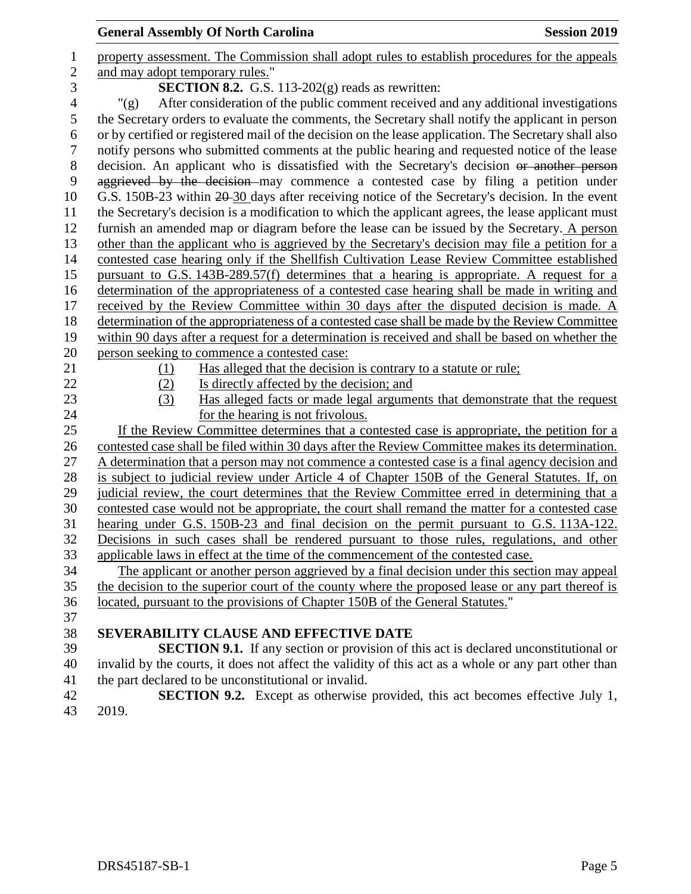property assessment. The Commission shall adopt rules to establish procedures for the appeals and may adopt temporary rules."

**SECTION 8.2.** G.S. 113-202(g) reads as rewritten:

"(g) After consideration of the public comment received and any additional investigations the Secretary orders to evaluate the comments, the Secretary shall notify the applicant in person or by certified or registered mail of the decision on the lease application. The Secretary shall also notify persons who submitted comments at the public hearing and requested notice of the lease decision. An applicant who is dissatisfied with the Secretary's decision ~~or another person aggrieved by the decision~~ may commence a contested case by filing a petition under G.S. 150B-23 within ~~20~~ 30 days after receiving notice of the Secretary's decision. In the event the Secretary's decision is a modification to which the applicant agrees, the lease applicant must furnish an amended map or diagram before the lease can be issued by the Secretary. A person other than the applicant who is aggrieved by the Secretary's decision may file a petition for a contested case hearing only if the Shellfish Cultivation Lease Review Committee established pursuant to G.S. 143B-289.57(f) determines that a hearing is appropriate. A request for a determination of the appropriateness of a contested case hearing shall be made in writing and received by the Review Committee within 30 days after the disputed decision is made. A determination of the appropriateness of a contested case shall be made by the Review Committee within 90 days after a request for a determination is received and shall be based on whether the person seeking to commence a contested case:

(1) Has alleged that the decision is contrary to a statute or rule;
(2) Is directly affected by the decision; and
(3) Has alleged facts or made legal arguments that demonstrate that the request for the hearing is not frivolous.

If the Review Committee determines that a contested case is appropriate, the petition for a contested case shall be filed within 30 days after the Review Committee makes its determination. A determination that a person may not commence a contested case is a final agency decision and is subject to judicial review under Article 4 of Chapter 150B of the General Statutes. If, on judicial review, the court determines that the Review Committee erred in determining that a contested case would not be appropriate, the court shall remand the matter for a contested case hearing under G.S. 150B-23 and final decision on the permit pursuant to G.S. 113A-122. Decisions in such cases shall be rendered pursuant to those rules, regulations, and other applicable laws in effect at the time of the commencement of the contested case.

The applicant or another person aggrieved by a final decision under this section may appeal the decision to the superior court of the county where the proposed lease or any part thereof is located, pursuant to the provisions of Chapter 150B of the General Statutes."

**SEVERABILITY CLAUSE AND EFFECTIVE DATE**

**SECTION 9.1.** If any section or provision of this act is declared unconstitutional or invalid by the courts, it does not affect the validity of this act as a whole or any part other than the part declared to be unconstitutional or invalid.

**SECTION 9.2.** Except as otherwise provided, this act becomes effective July 1, 2019.